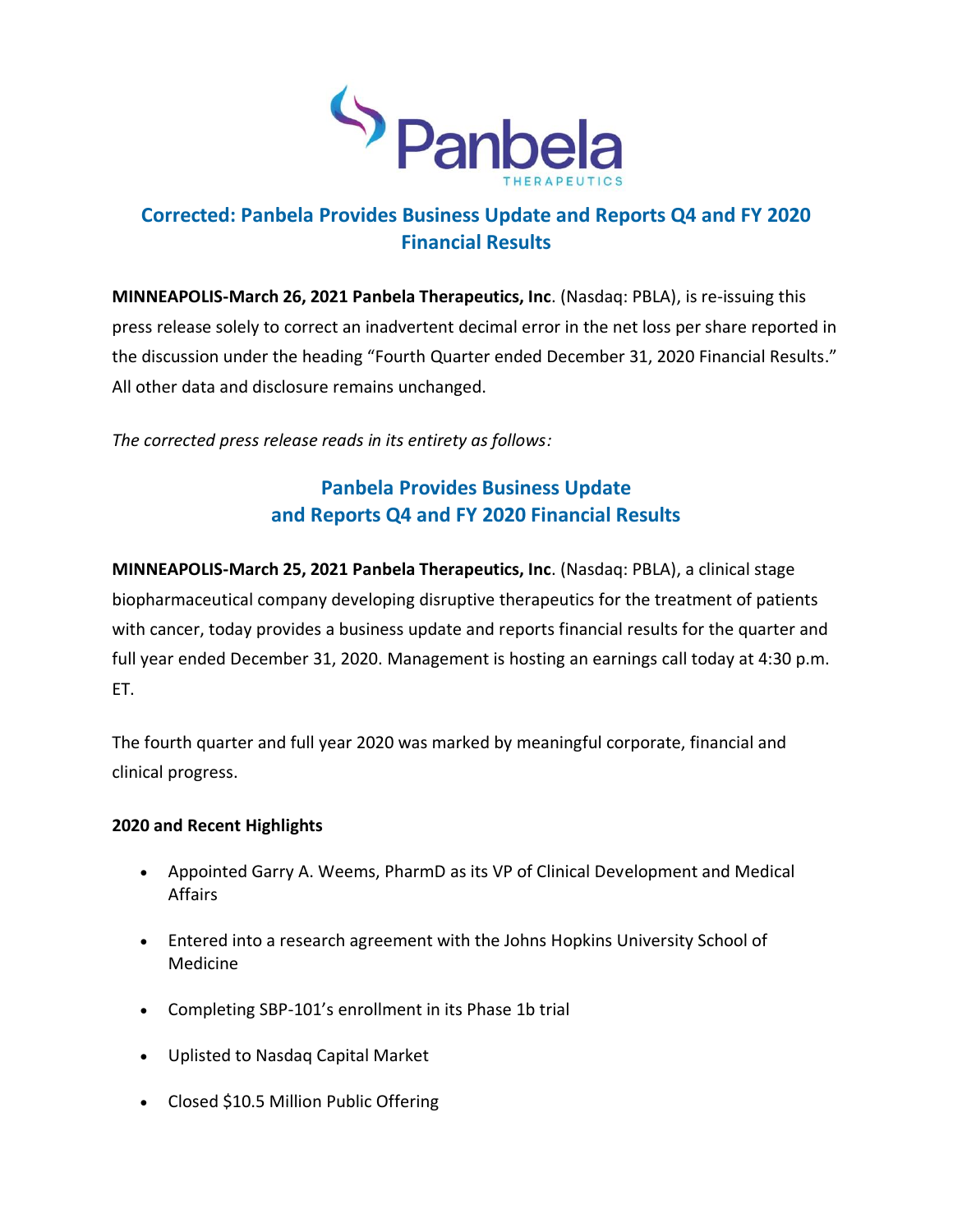Panbela
THERAPEUTICS

# Corrected: Panbela Provides Business Update and Reports Q4 and FY 2020 Financial Results

**MINNEAPOLIS-March 26, 2021 Panbela Therapeutics, Inc**. (Nasdaq: PBLA), is re-issuing this press release solely to correct an inadvertent decimal error in the net loss per share reported in the discussion under the heading "Fourth Quarter ended December 31, 2020 Financial Results." All other data and disclosure remains unchanged.

*The corrected press release reads in its entirety as follows:*

## Panbela Provides Business Update and Reports Q4 and FY 2020 Financial Results

**MINNEAPOLIS-March 25, 2021 Panbela Therapeutics, Inc**. (Nasdaq: PBLA), a clinical stage biopharmaceutical company developing disruptive therapeutics for the treatment of patients with cancer, today provides a business update and reports financial results for the quarter and full year ended December 31, 2020. Management is hosting an earnings call today at 4:30 p.m. ET.

The fourth quarter and full year 2020 was marked by meaningful corporate, financial and clinical progress.

**2020 and Recent Highlights**

- Appointed Garry A. Weems, PharmD as its VP of Clinical Development and Medical Affairs
- Entered into a research agreement with the Johns Hopkins University School of Medicine
- Completing SBP-101's enrollment in its Phase 1b trial
- Uplisted to Nasdaq Capital Market
- Closed $10.5 Million Public Offering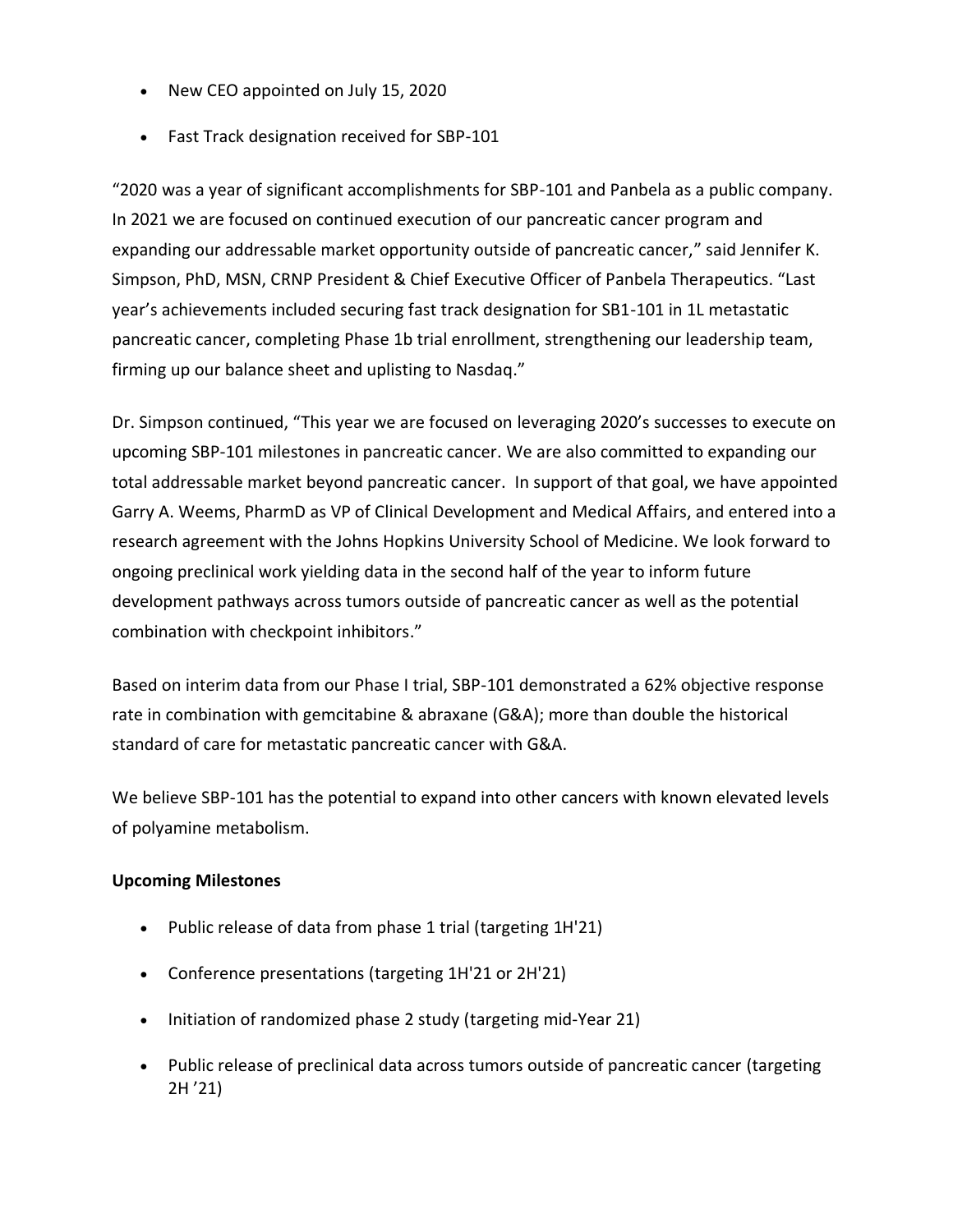- New CEO appointed on July 15, 2020
- Fast Track designation received for SBP-101

"2020 was a year of significant accomplishments for SBP-101 and Panbela as a public company. In 2021 we are focused on continued execution of our pancreatic cancer program and expanding our addressable market opportunity outside of pancreatic cancer," said Jennifer K. Simpson, PhD, MSN, CRNP President & Chief Executive Officer of Panbela Therapeutics. "Last year's achievements included securing fast track designation for SB1-101 in 1L metastatic pancreatic cancer, completing Phase 1b trial enrollment, strengthening our leadership team, firming up our balance sheet and uplisting to Nasdaq."

Dr. Simpson continued, "This year we are focused on leveraging 2020's successes to execute on upcoming SBP-101 milestones in pancreatic cancer. We are also committed to expanding our total addressable market beyond pancreatic cancer. In support of that goal, we have appointed Garry A. Weems, PharmD as VP of Clinical Development and Medical Affairs, and entered into a research agreement with the Johns Hopkins University School of Medicine. We look forward to ongoing preclinical work yielding data in the second half of the year to inform future development pathways across tumors outside of pancreatic cancer as well as the potential combination with checkpoint inhibitors."

Based on interim data from our Phase I trial, SBP-101 demonstrated a 62% objective response rate in combination with gemcitabine & abraxane (G&A); more than double the historical standard of care for metastatic pancreatic cancer with G&A.

We believe SBP-101 has the potential to expand into other cancers with known elevated levels of polyamine metabolism.

**Upcoming Milestones**

- Public release of data from phase 1 trial (targeting 1H'21)
- Conference presentations (targeting 1H'21 or 2H'21)
- Initiation of randomized phase 2 study (targeting mid-Year 21)
- Public release of preclinical data across tumors outside of pancreatic cancer (targeting 2H '21)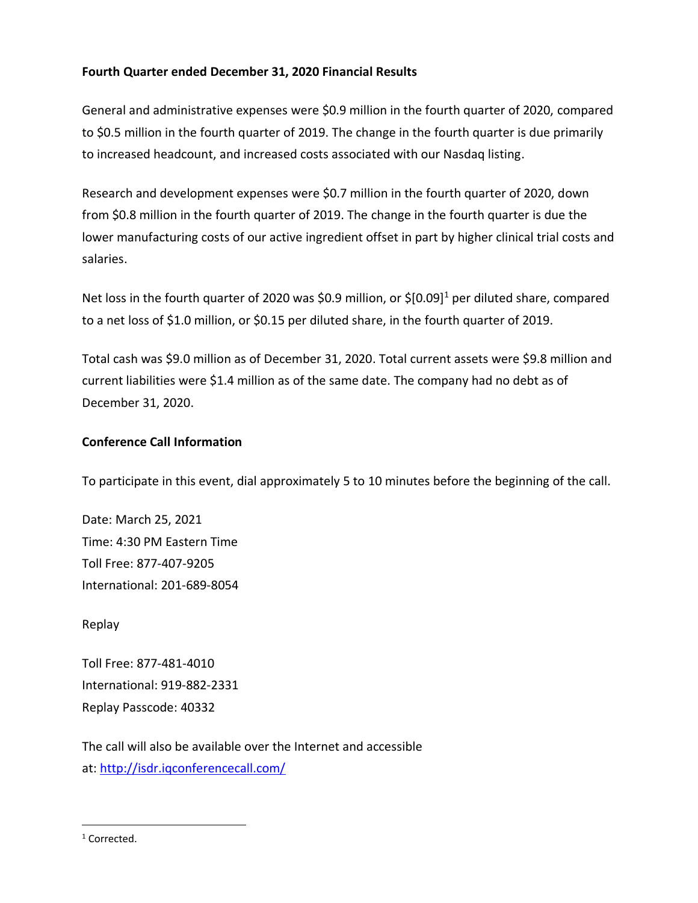**Fourth Quarter ended December 31, 2020 Financial Results**

General and administrative expenses were $0.9 million in the fourth quarter of 2020, compared to $0.5 million in the fourth quarter of 2019. The change in the fourth quarter is due primarily to increased headcount, and increased costs associated with our Nasdaq listing.

Research and development expenses were $0.7 million in the fourth quarter of 2020, down from $0.8 million in the fourth quarter of 2019. The change in the fourth quarter is due the lower manufacturing costs of our active ingredient offset in part by higher clinical trial costs and salaries.

Net loss in the fourth quarter of 2020 was $0.9 million, or $[0.09][1] per diluted share, compared to a net loss of $1.0 million, or $0.15 per diluted share, in the fourth quarter of 2019.

Total cash was $9.0 million as of December 31, 2020. Total current assets were $9.8 million and current liabilities were $1.4 million as of the same date. The company had no debt as of December 31, 2020.

**Conference Call Information**

To participate in this event, dial approximately 5 to 10 minutes before the beginning of the call.

Date: March 25, 2021
Time: 4:30 PM Eastern Time
Toll Free: 877-407-9205
International: 201-689-8054

Replay

Toll Free: 877-481-4010
International: 919-882-2331
Replay Passcode: 40332

The call will also be available over the Internet and accessible at: http://isdr.iqconferencecall.com/

---

[1] Corrected.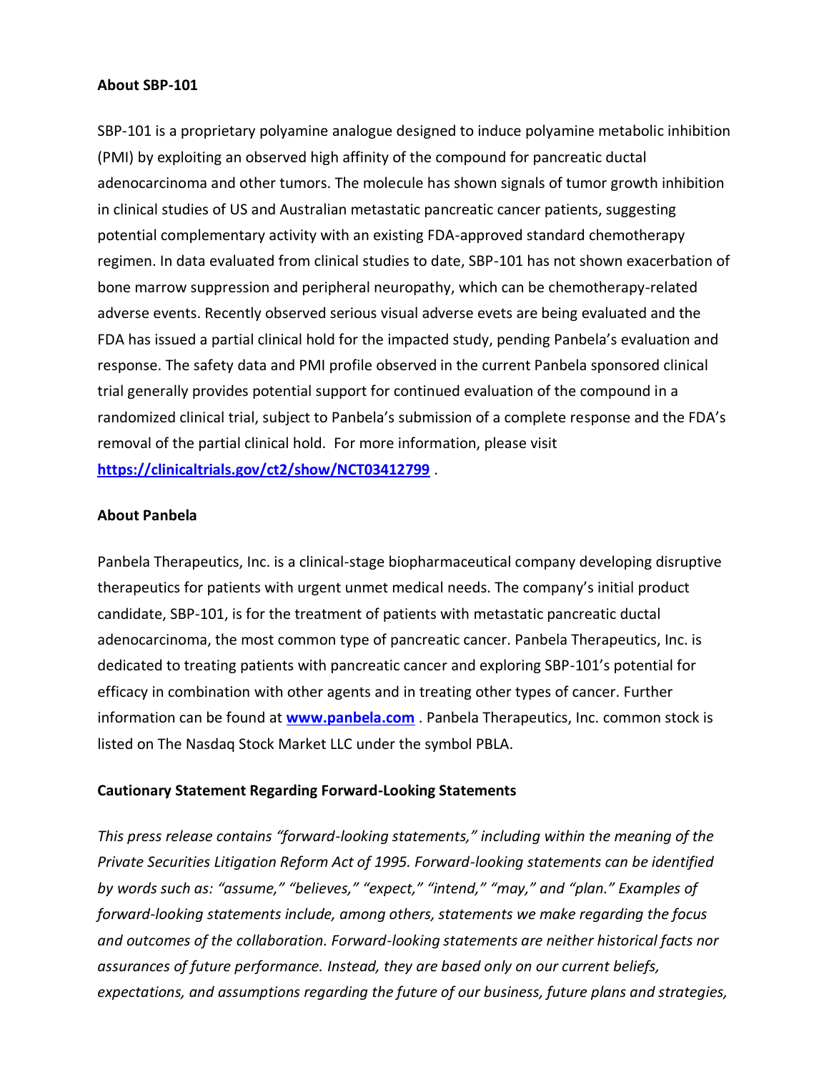**About SBP-101**

SBP-101 is a proprietary polyamine analogue designed to induce polyamine metabolic inhibition (PMI) by exploiting an observed high affinity of the compound for pancreatic ductal adenocarcinoma and other tumors. The molecule has shown signals of tumor growth inhibition in clinical studies of US and Australian metastatic pancreatic cancer patients, suggesting potential complementary activity with an existing FDA-approved standard chemotherapy regimen. In data evaluated from clinical studies to date, SBP-101 has not shown exacerbation of bone marrow suppression and peripheral neuropathy, which can be chemotherapy-related adverse events. Recently observed serious visual adverse evets are being evaluated and the FDA has issued a partial clinical hold for the impacted study, pending Panbela's evaluation and response. The safety data and PMI profile observed in the current Panbela sponsored clinical trial generally provides potential support for continued evaluation of the compound in a randomized clinical trial, subject to Panbela's submission of a complete response and the FDA's removal of the partial clinical hold. For more information, please visit **https://clinicaltrials.gov/ct2/show/NCT03412799** .

**About Panbela**

Panbela Therapeutics, Inc. is a clinical-stage biopharmaceutical company developing disruptive therapeutics for patients with urgent unmet medical needs. The company's initial product candidate, SBP-101, is for the treatment of patients with metastatic pancreatic ductal adenocarcinoma, the most common type of pancreatic cancer. Panbela Therapeutics, Inc. is dedicated to treating patients with pancreatic cancer and exploring SBP-101's potential for efficacy in combination with other agents and in treating other types of cancer. Further information can be found at **www.panbela.com** . Panbela Therapeutics, Inc. common stock is listed on The Nasdaq Stock Market LLC under the symbol PBLA.

**Cautionary Statement Regarding Forward-Looking Statements**

*This press release contains "forward-looking statements," including within the meaning of the Private Securities Litigation Reform Act of 1995. Forward-looking statements can be identified by words such as: "assume," "believes," "expect," "intend," "may," and "plan." Examples of forward-looking statements include, among others, statements we make regarding the focus and outcomes of the collaboration. Forward-looking statements are neither historical facts nor assurances of future performance. Instead, they are based only on our current beliefs, expectations, and assumptions regarding the future of our business, future plans and strategies,*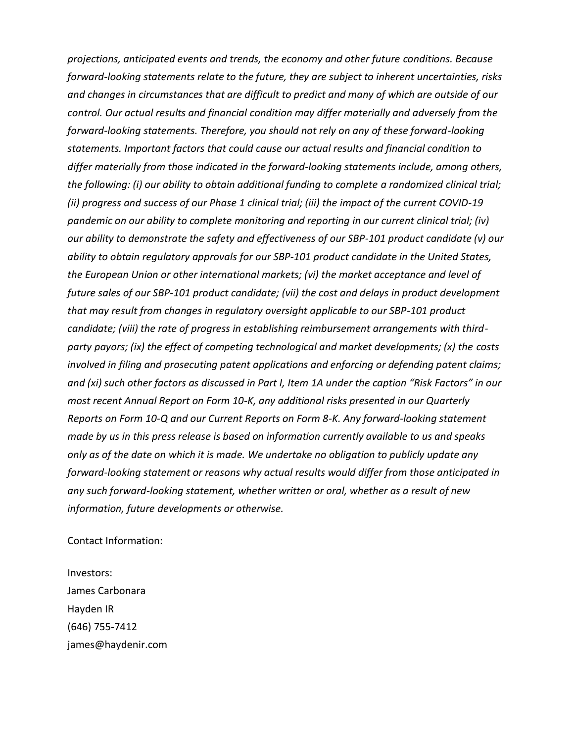*projections, anticipated events and trends, the economy and other future conditions. Because forward-looking statements relate to the future, they are subject to inherent uncertainties, risks and changes in circumstances that are difficult to predict and many of which are outside of our control. Our actual results and financial condition may differ materially and adversely from the forward-looking statements. Therefore, you should not rely on any of these forward-looking statements. Important factors that could cause our actual results and financial condition to differ materially from those indicated in the forward-looking statements include, among others, the following: (i) our ability to obtain additional funding to complete a randomized clinical trial; (ii) progress and success of our Phase 1 clinical trial; (iii) the impact of the current COVID-19 pandemic on our ability to complete monitoring and reporting in our current clinical trial; (iv) our ability to demonstrate the safety and effectiveness of our SBP-101 product candidate (v) our ability to obtain regulatory approvals for our SBP-101 product candidate in the United States, the European Union or other international markets; (vi) the market acceptance and level of future sales of our SBP-101 product candidate; (vii) the cost and delays in product development that may result from changes in regulatory oversight applicable to our SBP-101 product candidate; (viii) the rate of progress in establishing reimbursement arrangements with third-party payors; (ix) the effect of competing technological and market developments; (x) the costs involved in filing and prosecuting patent applications and enforcing or defending patent claims; and (xi) such other factors as discussed in Part I, Item 1A under the caption "Risk Factors" in our most recent Annual Report on Form 10-K, any additional risks presented in our Quarterly Reports on Form 10-Q and our Current Reports on Form 8-K. Any forward-looking statement made by us in this press release is based on information currently available to us and speaks only as of the date on which it is made. We undertake no obligation to publicly update any forward-looking statement or reasons why actual results would differ from those anticipated in any such forward-looking statement, whether written or oral, whether as a result of new information, future developments or otherwise.*

Contact Information:

Investors:
James Carbonara
Hayden IR
(646) 755-7412
james@haydenir.com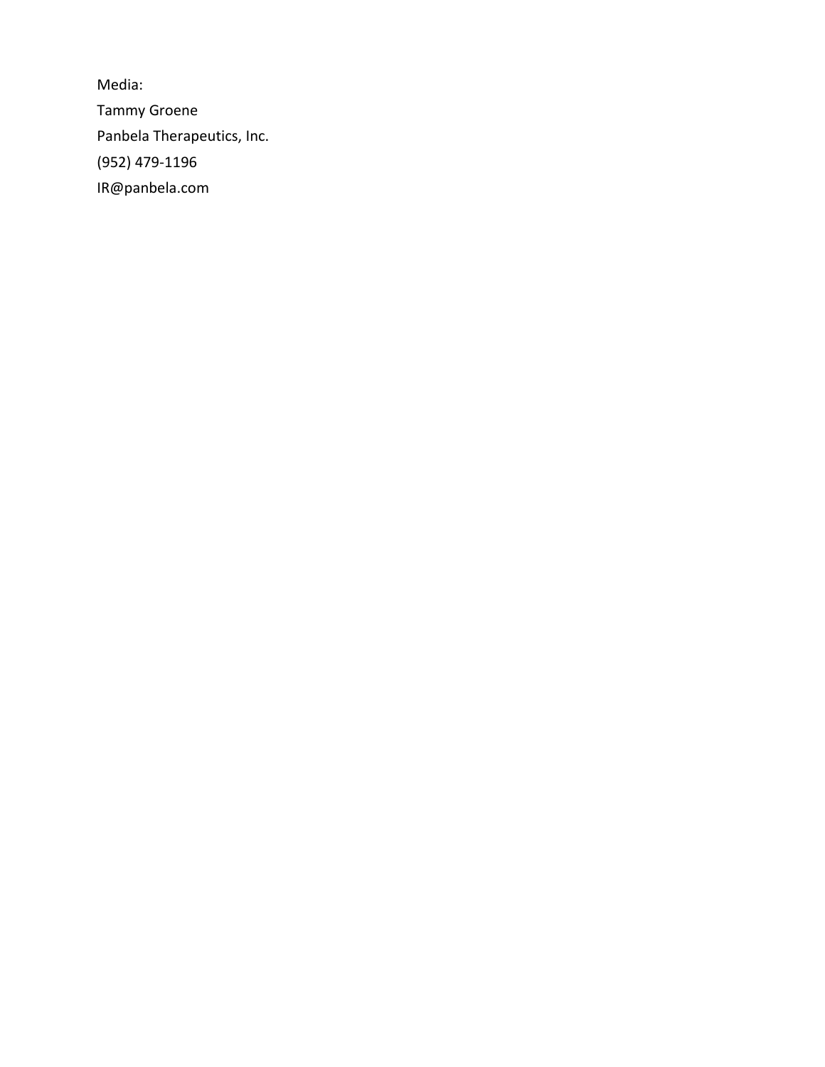Media:

Tammy Groene

Panbela Therapeutics, Inc.

(952) 479-1196

IR@panbela.com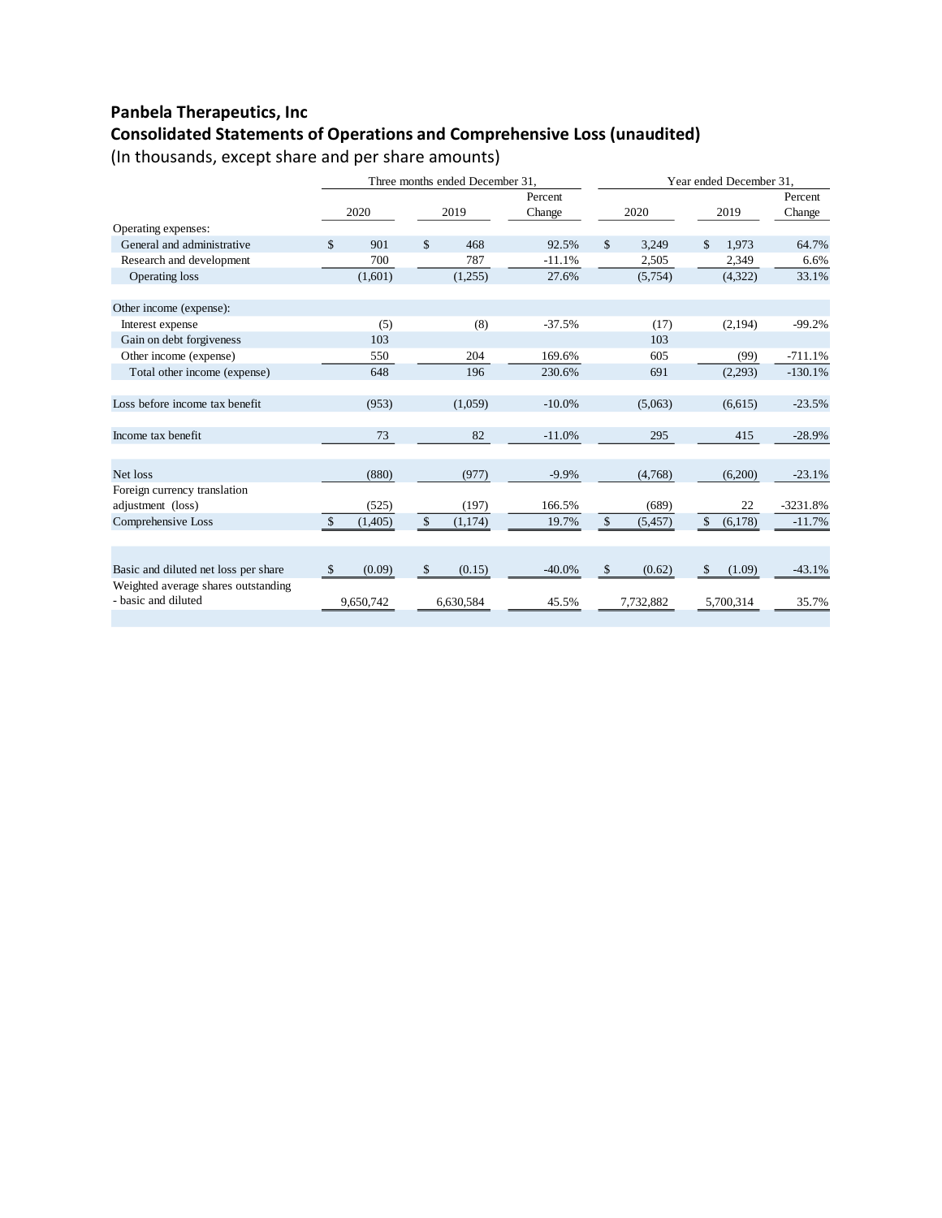**Panbela Therapeutics, Inc**

**Consolidated Statements of Operations and Comprehensive Loss (unaudited)**

(In thousands, except share and per share amounts)

| | Three months ended December 31, | | | Year ended December 31, | | |
|---|---|---|---|---|---|---|
| | 2020 | 2019 | Percent Change | 2020 | 2019 | Percent Change |
| Operating expenses: | | | | | | |
| General and administrative | $ 901 | $ 468 | 92.5% | $ 3,249 | $ 1,973 | 64.7% |
| Research and development | 700 | 787 | -11.1% | 2,505 | 2,349 | 6.6% |
| Operating loss | (1,601) | (1,255) | 27.6% | (5,754) | (4,322) | 33.1% |
| | | | | | | |
| Other income (expense): | | | | | | |
| Interest expense | (5) | (8) | -37.5% | (17) | (2,194) | -99.2% |
| Gain on debt forgiveness | 103 | | | 103 | | |
| Other income (expense) | 550 | 204 | 169.6% | 605 | (99) | -711.1% |
| Total other income (expense) | 648 | 196 | 230.6% | 691 | (2,293) | -130.1% |
| | | | | | | |
| Loss before income tax benefit | (953) | (1,059) | -10.0% | (5,063) | (6,615) | -23.5% |
| | | | | | | |
| Income tax benefit | 73 | 82 | -11.0% | 295 | 415 | -28.9% |
| | | | | | | |
| Net loss | (880) | (977) | -9.9% | (4,768) | (6,200) | -23.1% |
| Foreign currency translation adjustment (loss) | (525) | (197) | 166.5% | (689) | 22 | -3231.8% |
| Comprehensive Loss | $ (1,405) | $ (1,174) | 19.7% | $ (5,457) | $ (6,178) | -11.7% |
| | | | | | | |
| Basic and diluted net loss per share | $ (0.09) | $ (0.15) | -40.0% | $ (0.62) | $ (1.09) | -43.1% |
| Weighted average shares outstanding - basic and diluted | 9,650,742 | 6,630,584 | 45.5% | 7,732,882 | 5,700,314 | 35.7% |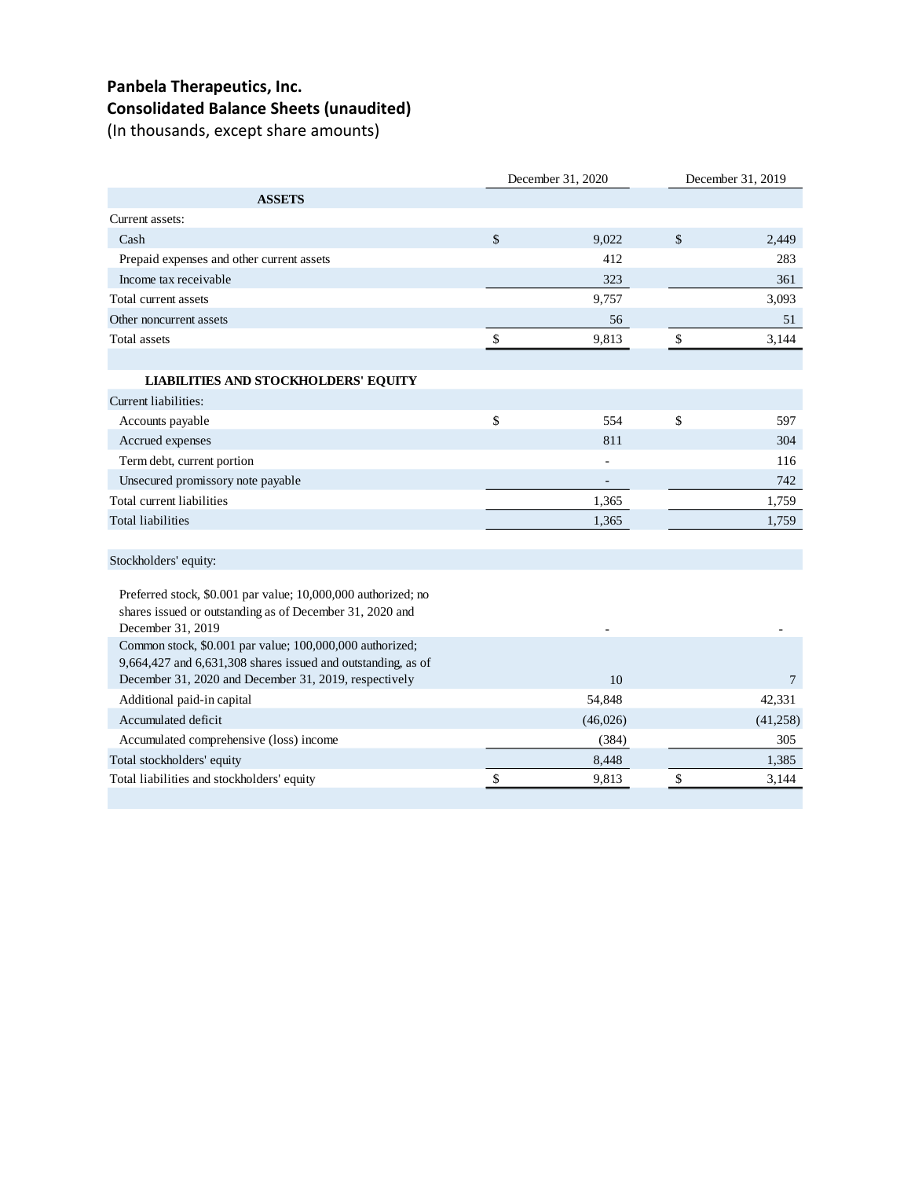# Panbela Therapeutics, Inc.
## Consolidated Balance Sheets (unaudited)
(In thousands, except share amounts)

| | December 31, 2020 | December 31, 2019 |
|---|---|---|
| **ASSETS** | | |
| Current assets: | | |
| Cash | $ 9,022 | $ 2,449 |
| Prepaid expenses and other current assets | 412 | 283 |
| Income tax receivable | 323 | 361 |
| Total current assets | 9,757 | 3,093 |
| Other noncurrent assets | 56 | 51 |
| Total assets | $ 9,813 | $ 3,144 |
| | | |
| **LIABILITIES AND STOCKHOLDERS' EQUITY** | | |
| Current liabilities: | | |
| Accounts payable | $ 554 | $ 597 |
| Accrued expenses | 811 | 304 |
| Term debt, current portion | - | 116 |
| Unsecured promissory note payable | - | 742 |
| Total current liabilities | 1,365 | 1,759 |
| Total liabilities | 1,365 | 1,759 |
| | | |
| Stockholders' equity: | | |
| Preferred stock, $0.001 par value; 10,000,000 authorized; no shares issued or outstanding as of December 31, 2020 and December 31, 2019 | - | - |
| Common stock, $0.001 par value; 100,000,000 authorized; 9,664,427 and 6,631,308 shares issued and outstanding, as of December 31, 2020 and December 31, 2019, respectively | 10 | 7 |
| Additional paid-in capital | 54,848 | 42,331 |
| Accumulated deficit | (46,026) | (41,258) |
| Accumulated comprehensive (loss) income | (384) | 305 |
| Total stockholders' equity | 8,448 | 1,385 |
| Total liabilities and stockholders' equity | $ 9,813 | $ 3,144 |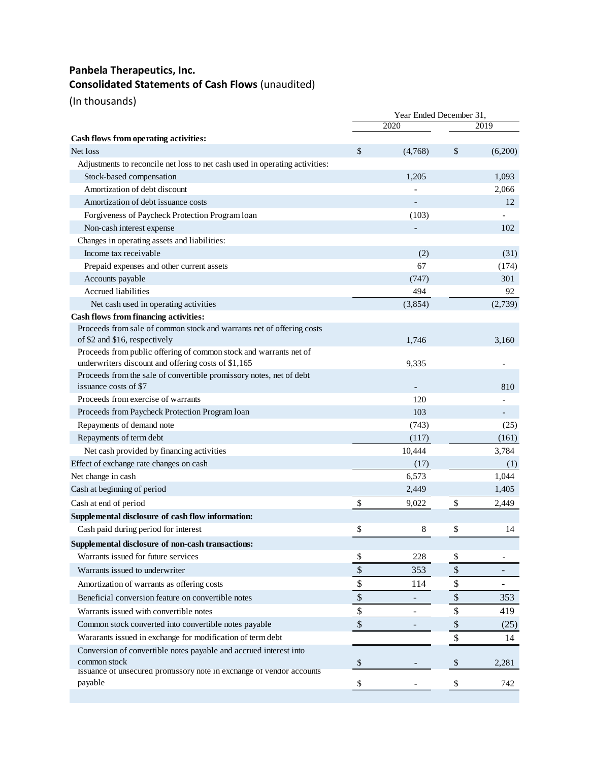# Panbela Therapeutics, Inc.
## Consolidated Statements of Cash Flows (unaudited)
(In thousands)

| | Year Ended December 31, | |
|---|---|---|
| | 2020 | 2019 |
| **Cash flows from operating activities:** | | |
| Net loss | $ (4,768) | $ (6,200) |
| Adjustments to reconcile net loss to net cash used in operating activities: | | |
| Stock-based compensation | 1,205 | 1,093 |
| Amortization of debt discount | - | 2,066 |
| Amortization of debt issuance costs | - | 12 |
| Forgiveness of Paycheck Protection Program loan | (103) | - |
| Non-cash interest expense | - | 102 |
| Changes in operating assets and liabilities: | | |
| Income tax receivable | (2) | (31) |
| Prepaid expenses and other current assets | 67 | (174) |
| Accounts payable | (747) | 301 |
| Accrued liabilities | 494 | 92 |
| Net cash used in operating activities | (3,854) | (2,739) |
| **Cash flows from financing activities:** | | |
| Proceeds from sale of common stock and warrants net of offering costs of $2 and $16, respectively | 1,746 | 3,160 |
| Proceeds from public offering of common stock and warrants net of underwriters discount and offering costs of $1,165 | 9,335 | - |
| Proceeds from the sale of convertible promissory notes, net of debt issuance costs of $7 | - | 810 |
| Proceeds from exercise of warrants | 120 | - |
| Proceeds from Paycheck Protection Program loan | 103 | - |
| Repayments of demand note | (743) | (25) |
| Repayments of term debt | (117) | (161) |
| Net cash provided by financing activities | 10,444 | 3,784 |
| Effect of exchange rate changes on cash | (17) | (1) |
| Net change in cash | 6,573 | 1,044 |
| Cash at beginning of period | 2,449 | 1,405 |
| Cash at end of period | $ 9,022 | $ 2,449 |
| **Supplemental disclosure of cash flow information:** | | |
| Cash paid during period for interest | $ 8 | $ 14 |
| **Supplemental disclosure of non-cash transactions:** | | |
| Warrants issued for future services | $ 228 | $ - |
| Warrants issued to underwriter | $ 353 | $ - |
| Amortization of warrants as offering costs | $ 114 | $ - |
| Beneficial conversion feature on convertible notes | $ - | $ 353 |
| Warrants issued with convertible notes | $ - | $ 419 |
| Common stock converted into convertible notes payable | $ - | $ (25) |
| Wararants issued in exchange for modification of term debt | | $ 14 |
| Conversion of convertible notes payable and accrued interest into common stock | $ - | $ 2,281 |
| Issuance of unsecured promissory note in exchange of vendor accounts payable | $ - | $ 742 |